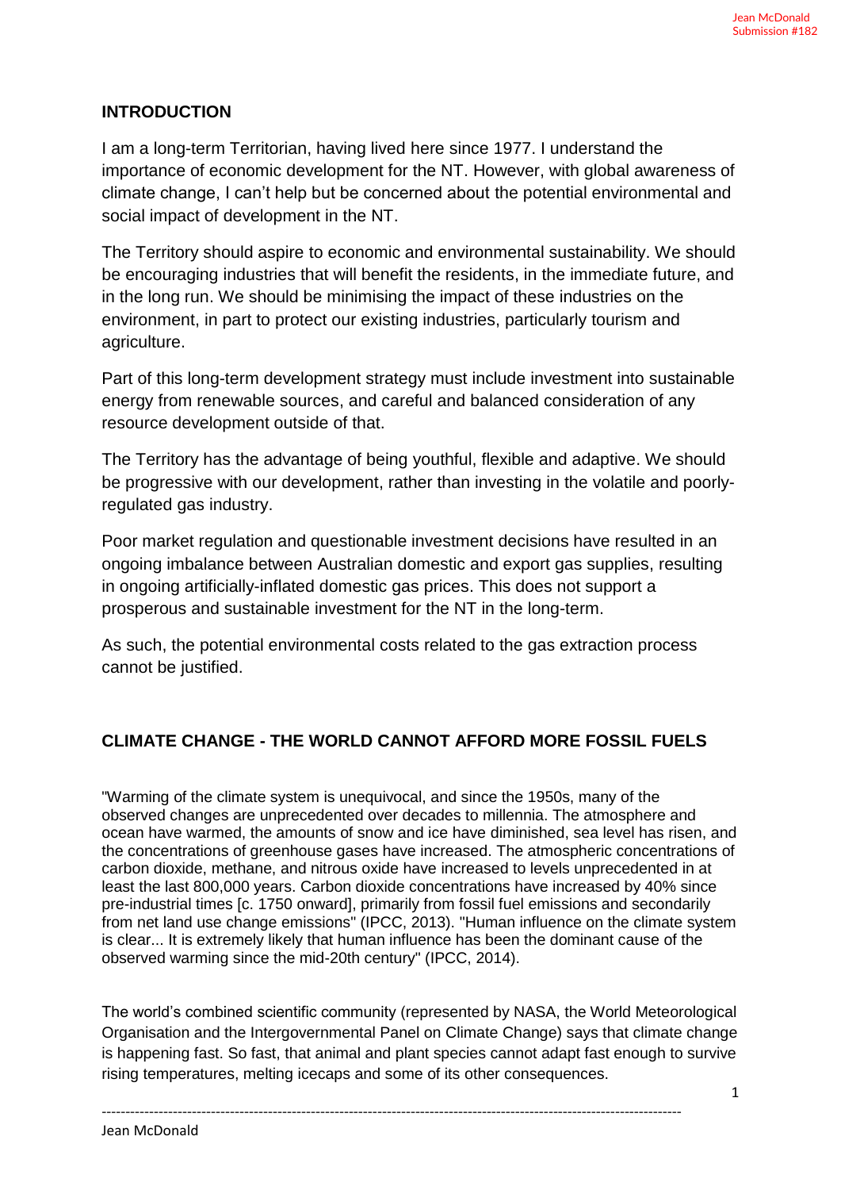## INTRODUCTION

I am a long-term Territorian, having lived here since 1977. I understand the importance of economic development for the NT. However, with global awareness of climate change, I can't help but be concerned about the potential environmental and social impact of development in the NT.

The Territory should aspire to economic and environmental sustainability. We should be encouraging industries that will benefit the residents, in the immediate future, and in the long run. We should be minimising the impact of these industries on the environment, in part to protect our existing industries, particularly tourism and agriculture.

Part of this long-term development strategy must include investment into sustainable energy from renewable sources, and careful and balanced consideration of any resource development outside of that.

The Territory has the advantage of being youthful, flexible and adaptive. We should be progressive with our development, rather than investing in the volatile and poorly-regulated gas industry.

Poor market regulation and questionable investment decisions have resulted in an ongoing imbalance between Australian domestic and export gas supplies, resulting in ongoing artificially-inflated domestic gas prices. This does not support a prosperous and sustainable investment for the NT in the long-term.

As such, the potential environmental costs related to the gas extraction process cannot be justified.

## CLIMATE CHANGE - THE WORLD CANNOT AFFORD MORE FOSSIL FUELS

"Warming of the climate system is unequivocal, and since the 1950s, many of the observed changes are unprecedented over decades to millennia. The atmosphere and ocean have warmed, the amounts of snow and ice have diminished, sea level has risen, and the concentrations of greenhouse gases have increased. The atmospheric concentrations of carbon dioxide, methane, and nitrous oxide have increased to levels unprecedented in at least the last 800,000 years. Carbon dioxide concentrations have increased by 40% since pre-industrial times [c. 1750 onward], primarily from fossil fuel emissions and secondarily from net land use change emissions" (IPCC, 2013). "Human influence on the climate system is clear... It is extremely likely that human influence has been the dominant cause of the observed warming since the mid-20th century" (IPCC, 2014).

The world's combined scientific community (represented by NASA, the World Meteorological Organisation and the Intergovernmental Panel on Climate Change) says that climate change is happening fast. So fast, that animal and plant species cannot adapt fast enough to survive rising temperatures, melting icecaps and some of its other consequences.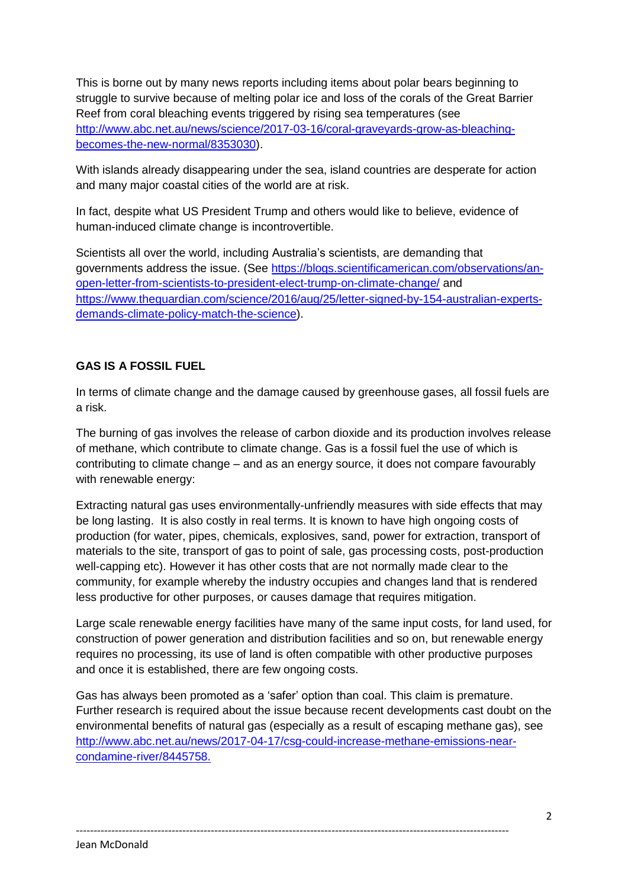This is borne out by many news reports including items about polar bears beginning to struggle to survive because of melting polar ice and loss of the corals of the Great Barrier Reef from coral bleaching events triggered by rising sea temperatures (see [http://www.abc.net.au/news/science/2017-03-16/coral-graveyards-grow-as-bleaching-becomes-the-new-normal/8353030](http://www.abc.net.au/news/science/2017-03-16/coral-graveyards-grow-as-bleaching-becomes-the-new-normal/8353030)).

With islands already disappearing under the sea, island countries are desperate for action and many major coastal cities of the world are at risk.

In fact, despite what US President Trump and others would like to believe, evidence of human-induced climate change is incontrovertible.

Scientists all over the world, including Australia's scientists, are demanding that governments address the issue. (See [https://blogs.scientificamerican.com/observations/an-open-letter-from-scientists-to-president-elect-trump-on-climate-change/](https://blogs.scientificamerican.com/observations/an-open-letter-from-scientists-to-president-elect-trump-on-climate-change/) and [https://www.theguardian.com/science/2016/aug/25/letter-signed-by-154-australian-experts-demands-climate-policy-match-the-science](https://www.theguardian.com/science/2016/aug/25/letter-signed-by-154-australian-experts-demands-climate-policy-match-the-science)).

## GAS IS A FOSSIL FUEL

In terms of climate change and the damage caused by greenhouse gases, all fossil fuels are a risk.

The burning of gas involves the release of carbon dioxide and its production involves release of methane, which contribute to climate change. Gas is a fossil fuel the use of which is contributing to climate change – and as an energy source, it does not compare favourably with renewable energy:

Extracting natural gas uses environmentally-unfriendly measures with side effects that may be long lasting. It is also costly in real terms. It is known to have high ongoing costs of production (for water, pipes, chemicals, explosives, sand, power for extraction, transport of materials to the site, transport of gas to point of sale, gas processing costs, post-production well-capping etc). However it has other costs that are not normally made clear to the community, for example whereby the industry occupies and changes land that is rendered less productive for other purposes, or causes damage that requires mitigation.

Large scale renewable energy facilities have many of the same input costs, for land used, for construction of power generation and distribution facilities and so on, but renewable energy requires no processing, its use of land is often compatible with other productive purposes and once it is established, there are few ongoing costs.

Gas has always been promoted as a 'safer' option than coal. This claim is premature. Further research is required about the issue because recent developments cast doubt on the environmental benefits of natural gas (especially as a result of escaping methane gas), see [http://www.abc.net.au/news/2017-04-17/csg-could-increase-methane-emissions-near-condamine-river/8445758.](http://www.abc.net.au/news/2017-04-17/csg-could-increase-methane-emissions-near-condamine-river/8445758)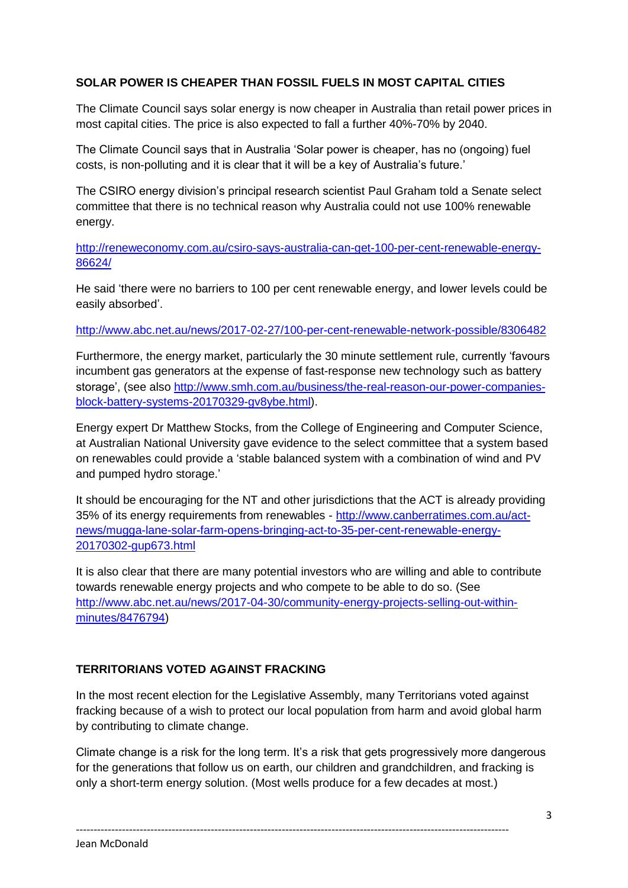**SOLAR POWER IS CHEAPER THAN FOSSIL FUELS IN MOST CAPITAL CITIES**

The Climate Council says solar energy is now cheaper in Australia than retail power prices in most capital cities. The price is also expected to fall a further 40%-70% by 2040.

The Climate Council says that in Australia 'Solar power is cheaper, has no (ongoing) fuel costs, is non-polluting and it is clear that it will be a key of Australia's future.'

The CSIRO energy division's principal research scientist Paul Graham told a Senate select committee that there is no technical reason why Australia could not use 100% renewable energy.

http://reneweconomy.com.au/csiro-says-australia-can-get-100-per-cent-renewable-energy-86624/

He said 'there were no barriers to 100 per cent renewable energy, and lower levels could be easily absorbed'.

http://www.abc.net.au/news/2017-02-27/100-per-cent-renewable-network-possible/8306482

Furthermore, the energy market, particularly the 30 minute settlement rule, currently 'favours incumbent gas generators at the expense of fast-response new technology such as battery storage', (see also http://www.smh.com.au/business/the-real-reason-our-power-companies-block-battery-systems-20170329-gv8ybe.html).

Energy expert Dr Matthew Stocks, from the College of Engineering and Computer Science, at Australian National University gave evidence to the select committee that a system based on renewables could provide a 'stable balanced system with a combination of wind and PV and pumped hydro storage.'

It should be encouraging for the NT and other jurisdictions that the ACT is already providing 35% of its energy requirements from renewables - http://www.canberratimes.com.au/act-news/mugga-lane-solar-farm-opens-bringing-act-to-35-per-cent-renewable-energy-20170302-gup673.html

It is also clear that there are many potential investors who are willing and able to contribute towards renewable energy projects and who compete to be able to do so. (See http://www.abc.net.au/news/2017-04-30/community-energy-projects-selling-out-within-minutes/8476794)

**TERRITORIANS VOTED AGAINST FRACKING**

In the most recent election for the Legislative Assembly, many Territorians voted against fracking because of a wish to protect our local population from harm and avoid global harm by contributing to climate change.

Climate change is a risk for the long term. It's a risk that gets progressively more dangerous for the generations that follow us on earth, our children and grandchildren, and fracking is only a short-term energy solution. (Most wells produce for a few decades at most.)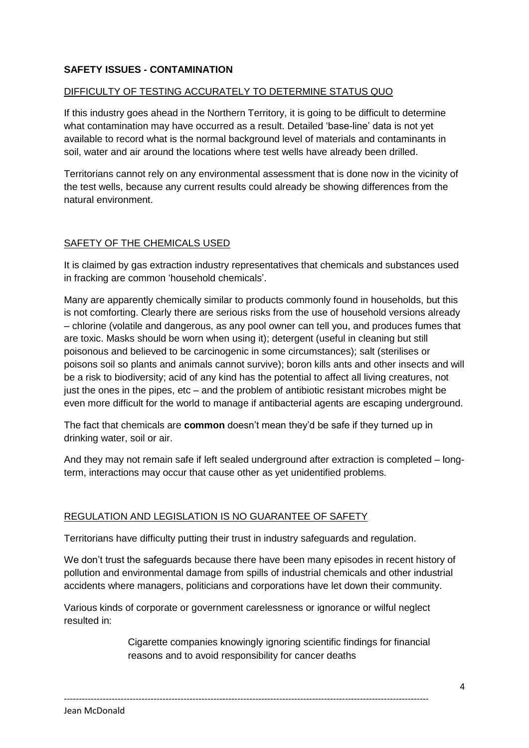**SAFETY ISSUES - CONTAMINATION**

DIFFICULTY OF TESTING ACCURATELY TO DETERMINE STATUS QUO

If this industry goes ahead in the Northern Territory, it is going to be difficult to determine what contamination may have occurred as a result. Detailed 'base-line' data is not yet available to record what is the normal background level of materials and contaminants in soil, water and air around the locations where test wells have already been drilled.

Territorians cannot rely on any environmental assessment that is done now in the vicinity of the test wells, because any current results could already be showing differences from the natural environment.

SAFETY OF THE CHEMICALS USED

It is claimed by gas extraction industry representatives that chemicals and substances used in fracking are common 'household chemicals'.

Many are apparently chemically similar to products commonly found in households, but this is not comforting. Clearly there are serious risks from the use of household versions already – chlorine (volatile and dangerous, as any pool owner can tell you, and produces fumes that are toxic. Masks should be worn when using it); detergent (useful in cleaning but still poisonous and believed to be carcinogenic in some circumstances); salt (sterilises or poisons soil so plants and animals cannot survive); boron kills ants and other insects and will be a risk to biodiversity; acid of any kind has the potential to affect all living creatures, not just the ones in the pipes, etc – and the problem of antibiotic resistant microbes might be even more difficult for the world to manage if antibacterial agents are escaping underground.

The fact that chemicals are **common** doesn't mean they'd be safe if they turned up in drinking water, soil or air.

And they may not remain safe if left sealed underground after extraction is completed – long-term, interactions may occur that cause other as yet unidentified problems.

REGULATION AND LEGISLATION IS NO GUARANTEE OF SAFETY

Territorians have difficulty putting their trust in industry safeguards and regulation.

We don't trust the safeguards because there have been many episodes in recent history of pollution and environmental damage from spills of industrial chemicals and other industrial accidents where managers, politicians and corporations have let down their community.

Various kinds of corporate or government carelessness or ignorance or wilful neglect resulted in:

> Cigarette companies knowingly ignoring scientific findings for financial reasons and to avoid responsibility for cancer deaths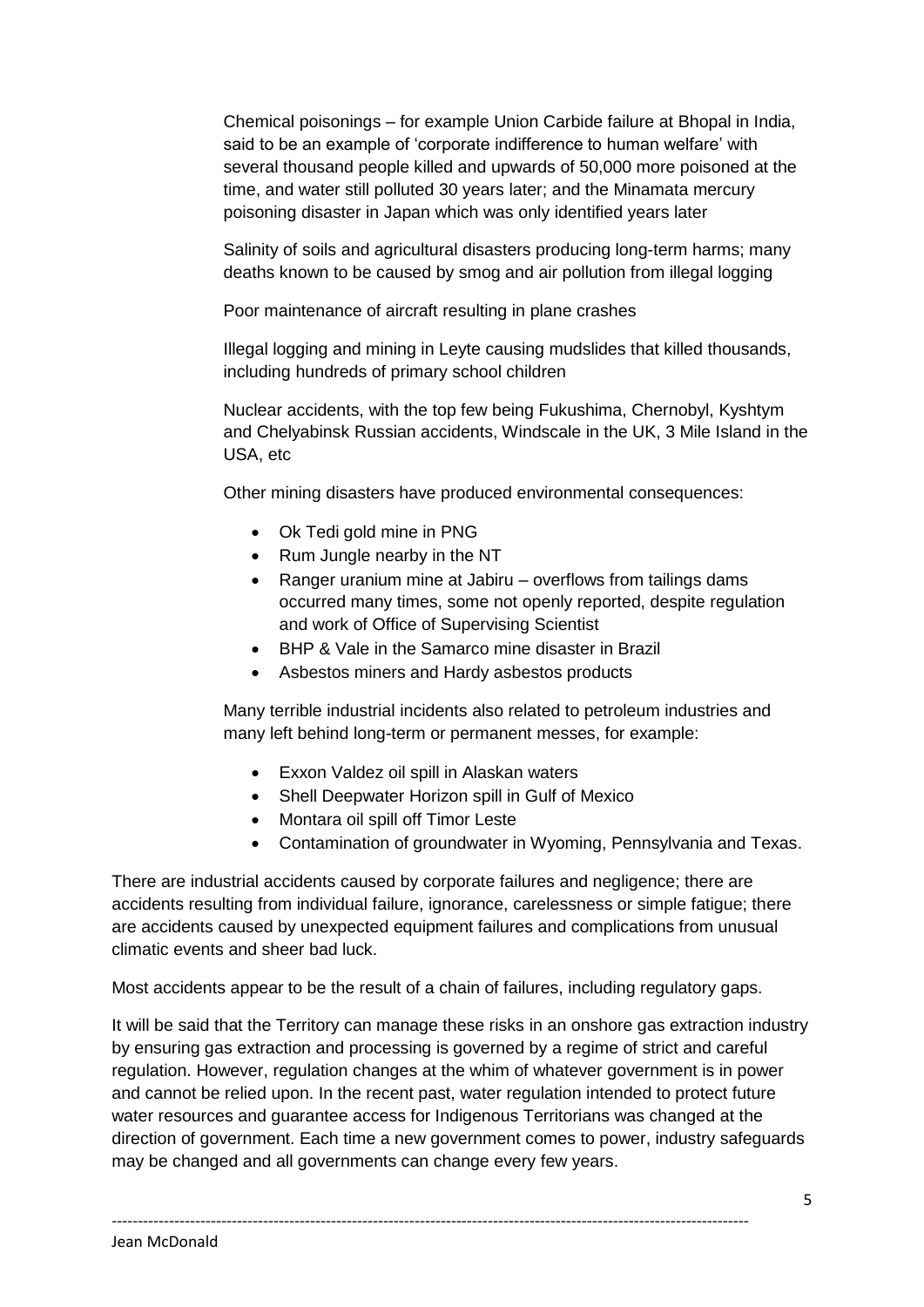Chemical poisonings – for example Union Carbide failure at Bhopal in India, said to be an example of 'corporate indifference to human welfare' with several thousand people killed and upwards of 50,000 more poisoned at the time, and water still polluted 30 years later; and the Minamata mercury poisoning disaster in Japan which was only identified years later

Salinity of soils and agricultural disasters producing long-term harms; many deaths known to be caused by smog and air pollution from illegal logging

Poor maintenance of aircraft resulting in plane crashes

Illegal logging and mining in Leyte causing mudslides that killed thousands, including hundreds of primary school children

Nuclear accidents, with the top few being Fukushima, Chernobyl, Kyshtym and Chelyabinsk Russian accidents, Windscale in the UK, 3 Mile Island in the USA, etc

Other mining disasters have produced environmental consequences:

- Ok Tedi gold mine in PNG
- Rum Jungle nearby in the NT
- Ranger uranium mine at Jabiru – overflows from tailings dams occurred many times, some not openly reported, despite regulation and work of Office of Supervising Scientist
- BHP & Vale in the Samarco mine disaster in Brazil
- Asbestos miners and Hardy asbestos products

Many terrible industrial incidents also related to petroleum industries and many left behind long-term or permanent messes, for example:

- Exxon Valdez oil spill in Alaskan waters
- Shell Deepwater Horizon spill in Gulf of Mexico
- Montara oil spill off Timor Leste
- Contamination of groundwater in Wyoming, Pennsylvania and Texas.

There are industrial accidents caused by corporate failures and negligence; there are accidents resulting from individual failure, ignorance, carelessness or simple fatigue; there are accidents caused by unexpected equipment failures and complications from unusual climatic events and sheer bad luck.

Most accidents appear to be the result of a chain of failures, including regulatory gaps.

It will be said that the Territory can manage these risks in an onshore gas extraction industry by ensuring gas extraction and processing is governed by a regime of strict and careful regulation. However, regulation changes at the whim of whatever government is in power and cannot be relied upon. In the recent past, water regulation intended to protect future water resources and guarantee access for Indigenous Territorians was changed at the direction of government. Each time a new government comes to power, industry safeguards may be changed and all governments can change every few years.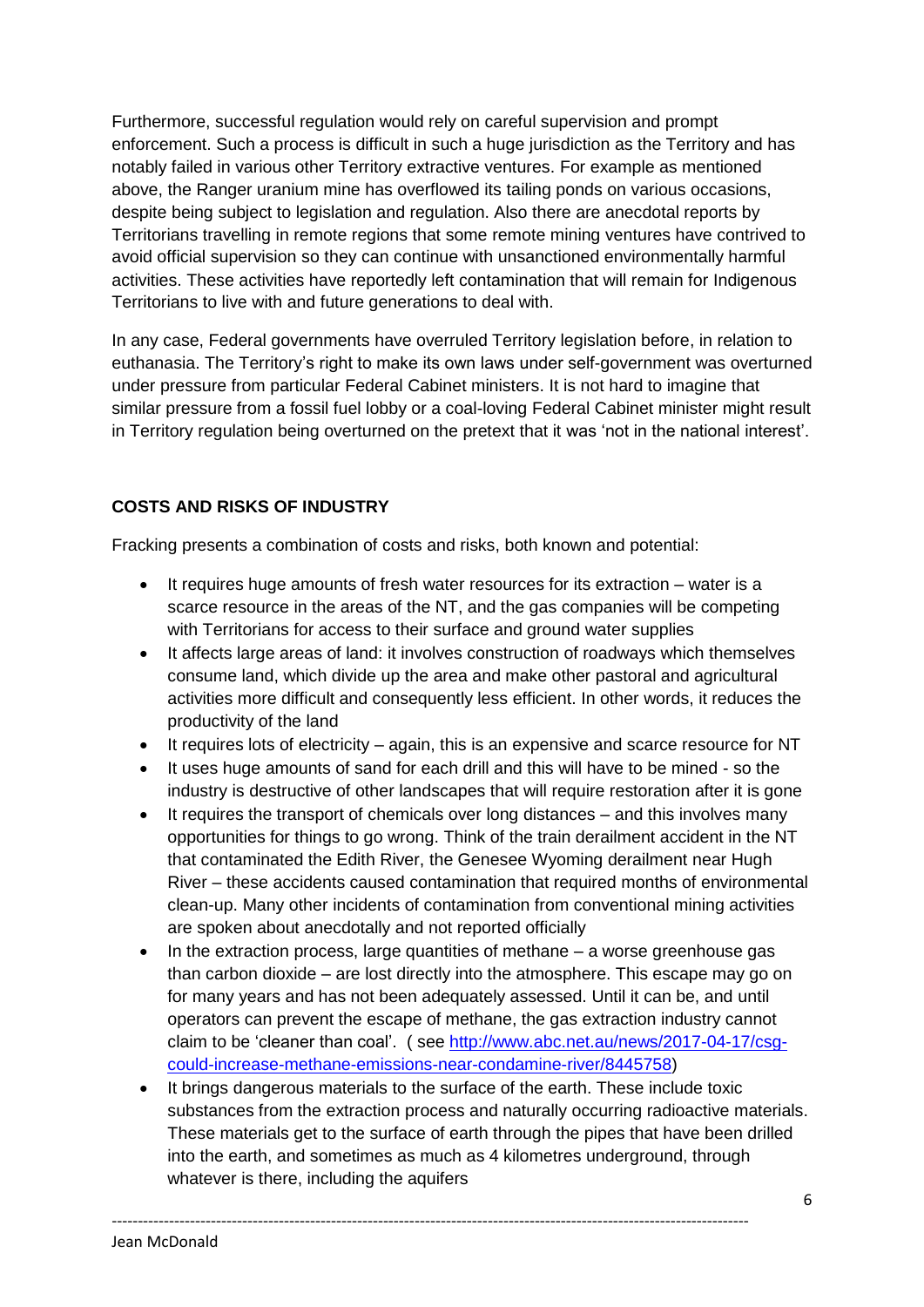Furthermore, successful regulation would rely on careful supervision and prompt enforcement. Such a process is difficult in such a huge jurisdiction as the Territory and has notably failed in various other Territory extractive ventures. For example as mentioned above, the Ranger uranium mine has overflowed its tailing ponds on various occasions, despite being subject to legislation and regulation. Also there are anecdotal reports by Territorians travelling in remote regions that some remote mining ventures have contrived to avoid official supervision so they can continue with unsanctioned environmentally harmful activities. These activities have reportedly left contamination that will remain for Indigenous Territorians to live with and future generations to deal with.

In any case, Federal governments have overruled Territory legislation before, in relation to euthanasia. The Territory's right to make its own laws under self-government was overturned under pressure from particular Federal Cabinet ministers. It is not hard to imagine that similar pressure from a fossil fuel lobby or a coal-loving Federal Cabinet minister might result in Territory regulation being overturned on the pretext that it was 'not in the national interest'.

## COSTS AND RISKS OF INDUSTRY

Fracking presents a combination of costs and risks, both known and potential:

- It requires huge amounts of fresh water resources for its extraction – water is a scarce resource in the areas of the NT, and the gas companies will be competing with Territorians for access to their surface and ground water supplies
- It affects large areas of land: it involves construction of roadways which themselves consume land, which divide up the area and make other pastoral and agricultural activities more difficult and consequently less efficient. In other words, it reduces the productivity of the land
- It requires lots of electricity – again, this is an expensive and scarce resource for NT
- It uses huge amounts of sand for each drill and this will have to be mined - so the industry is destructive of other landscapes that will require restoration after it is gone
- It requires the transport of chemicals over long distances – and this involves many opportunities for things to go wrong. Think of the train derailment accident in the NT that contaminated the Edith River, the Genesee Wyoming derailment near Hugh River – these accidents caused contamination that required months of environmental clean-up. Many other incidents of contamination from conventional mining activities are spoken about anecdotally and not reported officially
- In the extraction process, large quantities of methane – a worse greenhouse gas than carbon dioxide – are lost directly into the atmosphere. This escape may go on for many years and has not been adequately assessed. Until it can be, and until operators can prevent the escape of methane, the gas extraction industry cannot claim to be 'cleaner than coal'. ( see [http://www.abc.net.au/news/2017-04-17/csg-could-increase-methane-emissions-near-condamine-river/8445758](http://www.abc.net.au/news/2017-04-17/csg-could-increase-methane-emissions-near-condamine-river/8445758))
- It brings dangerous materials to the surface of the earth. These include toxic substances from the extraction process and naturally occurring radioactive materials. These materials get to the surface of earth through the pipes that have been drilled into the earth, and sometimes as much as 4 kilometres underground, through whatever is there, including the aquifers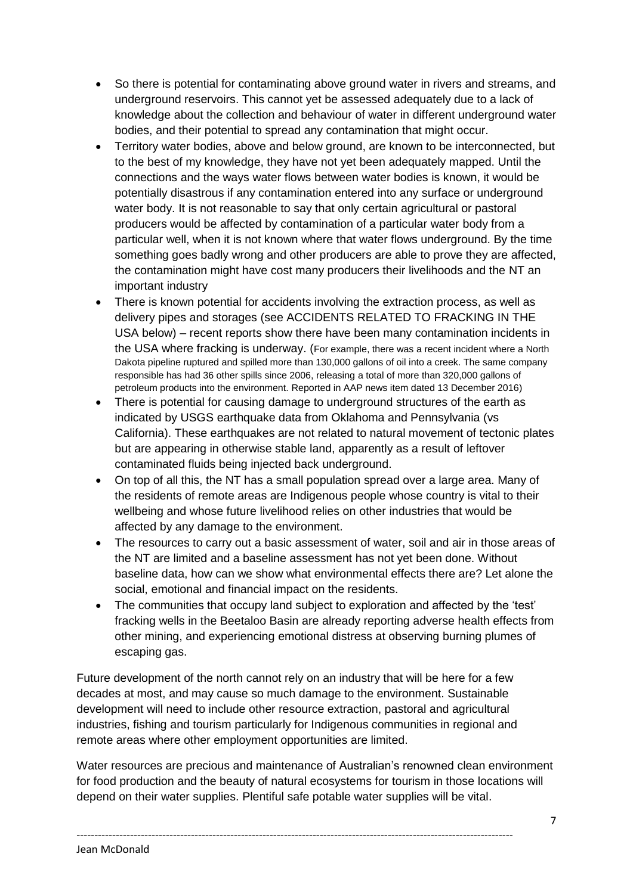- So there is potential for contaminating above ground water in rivers and streams, and underground reservoirs. This cannot yet be assessed adequately due to a lack of knowledge about the collection and behaviour of water in different underground water bodies, and their potential to spread any contamination that might occur.
- Territory water bodies, above and below ground, are known to be interconnected, but to the best of my knowledge, they have not yet been adequately mapped. Until the connections and the ways water flows between water bodies is known, it would be potentially disastrous if any contamination entered into any surface or underground water body. It is not reasonable to say that only certain agricultural or pastoral producers would be affected by contamination of a particular water body from a particular well, when it is not known where that water flows underground. By the time something goes badly wrong and other producers are able to prove they are affected, the contamination might have cost many producers their livelihoods and the NT an important industry
- There is known potential for accidents involving the extraction process, as well as delivery pipes and storages (see ACCIDENTS RELATED TO FRACKING IN THE USA below) – recent reports show there have been many contamination incidents in the USA where fracking is underway. (For example, there was a recent incident where a North Dakota pipeline ruptured and spilled more than 130,000 gallons of oil into a creek. The same company responsible has had 36 other spills since 2006, releasing a total of more than 320,000 gallons of petroleum products into the environment. Reported in AAP news item dated 13 December 2016)
- There is potential for causing damage to underground structures of the earth as indicated by USGS earthquake data from Oklahoma and Pennsylvania (vs California). These earthquakes are not related to natural movement of tectonic plates but are appearing in otherwise stable land, apparently as a result of leftover contaminated fluids being injected back underground.
- On top of all this, the NT has a small population spread over a large area. Many of the residents of remote areas are Indigenous people whose country is vital to their wellbeing and whose future livelihood relies on other industries that would be affected by any damage to the environment.
- The resources to carry out a basic assessment of water, soil and air in those areas of the NT are limited and a baseline assessment has not yet been done. Without baseline data, how can we show what environmental effects there are? Let alone the social, emotional and financial impact on the residents.
- The communities that occupy land subject to exploration and affected by the 'test' fracking wells in the Beetaloo Basin are already reporting adverse health effects from other mining, and experiencing emotional distress at observing burning plumes of escaping gas.

Future development of the north cannot rely on an industry that will be here for a few decades at most, and may cause so much damage to the environment. Sustainable development will need to include other resource extraction, pastoral and agricultural industries, fishing and tourism particularly for Indigenous communities in regional and remote areas where other employment opportunities are limited.

Water resources are precious and maintenance of Australian's renowned clean environment for food production and the beauty of natural ecosystems for tourism in those locations will depend on their water supplies. Plentiful safe potable water supplies will be vital.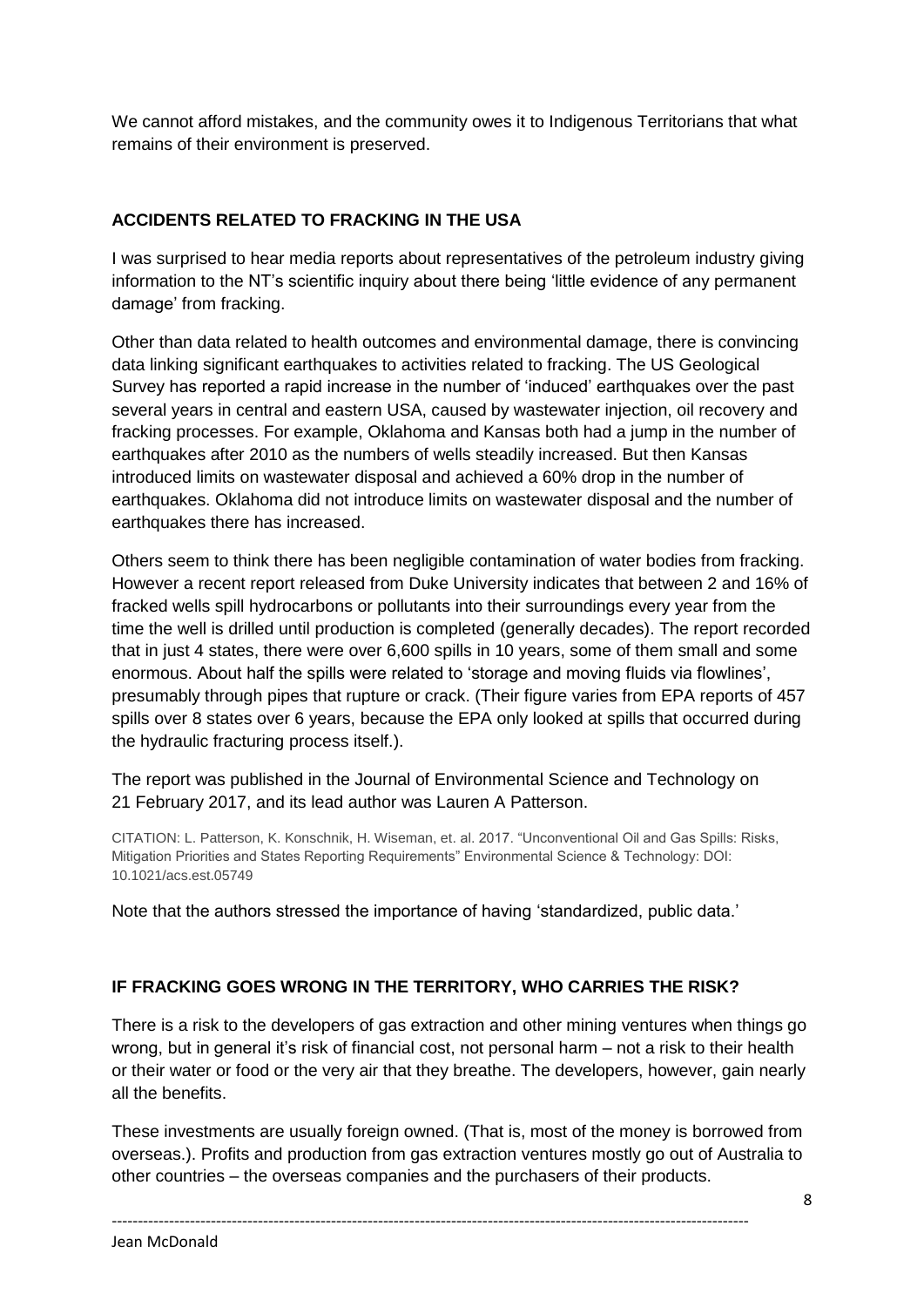We cannot afford mistakes, and the community owes it to Indigenous Territorians that what remains of their environment is preserved.

## ACCIDENTS RELATED TO FRACKING IN THE USA

I was surprised to hear media reports about representatives of the petroleum industry giving information to the NT's scientific inquiry about there being 'little evidence of any permanent damage' from fracking.

Other than data related to health outcomes and environmental damage, there is convincing data linking significant earthquakes to activities related to fracking. The US Geological Survey has reported a rapid increase in the number of 'induced' earthquakes over the past several years in central and eastern USA, caused by wastewater injection, oil recovery and fracking processes. For example, Oklahoma and Kansas both had a jump in the number of earthquakes after 2010 as the numbers of wells steadily increased. But then Kansas introduced limits on wastewater disposal and achieved a 60% drop in the number of earthquakes. Oklahoma did not introduce limits on wastewater disposal and the number of earthquakes there has increased.

Others seem to think there has been negligible contamination of water bodies from fracking. However a recent report released from Duke University indicates that between 2 and 16% of fracked wells spill hydrocarbons or pollutants into their surroundings every year from the time the well is drilled until production is completed (generally decades). The report recorded that in just 4 states, there were over 6,600 spills in 10 years, some of them small and some enormous. About half the spills were related to 'storage and moving fluids via flowlines', presumably through pipes that rupture or crack. (Their figure varies from EPA reports of 457 spills over 8 states over 6 years, because the EPA only looked at spills that occurred during the hydraulic fracturing process itself.).

The report was published in the Journal of Environmental Science and Technology on 21 February 2017, and its lead author was Lauren A Patterson.

CITATION: L. Patterson, K. Konschnik, H. Wiseman, et. al. 2017. "Unconventional Oil and Gas Spills: Risks, Mitigation Priorities and States Reporting Requirements" Environmental Science & Technology: DOI: 10.1021/acs.est.05749

Note that the authors stressed the importance of having 'standardized, public data.'

## IF FRACKING GOES WRONG IN THE TERRITORY, WHO CARRIES THE RISK?

There is a risk to the developers of gas extraction and other mining ventures when things go wrong, but in general it's risk of financial cost, not personal harm – not a risk to their health or their water or food or the very air that they breathe. The developers, however, gain nearly all the benefits.

These investments are usually foreign owned. (That is, most of the money is borrowed from overseas.). Profits and production from gas extraction ventures mostly go out of Australia to other countries – the overseas companies and the purchasers of their products.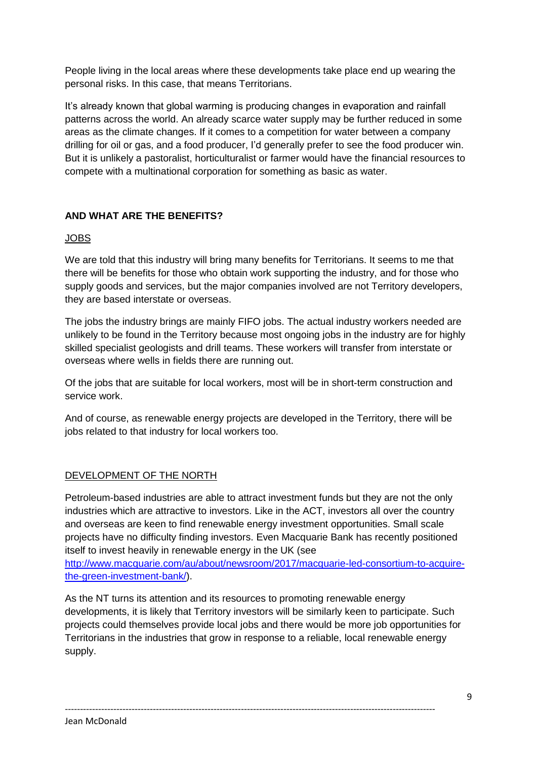People living in the local areas where these developments take place end up wearing the personal risks. In this case, that means Territorians.

It's already known that global warming is producing changes in evaporation and rainfall patterns across the world. An already scarce water supply may be further reduced in some areas as the climate changes. If it comes to a competition for water between a company drilling for oil or gas, and a food producer, I'd generally prefer to see the food producer win. But it is unlikely a pastoralist, horticulturalist or farmer would have the financial resources to compete with a multinational corporation for something as basic as water.

## AND WHAT ARE THE BENEFITS?

### JOBS

We are told that this industry will bring many benefits for Territorians. It seems to me that there will be benefits for those who obtain work supporting the industry, and for those who supply goods and services, but the major companies involved are not Territory developers, they are based interstate or overseas.

The jobs the industry brings are mainly FIFO jobs. The actual industry workers needed are unlikely to be found in the Territory because most ongoing jobs in the industry are for highly skilled specialist geologists and drill teams. These workers will transfer from interstate or overseas where wells in fields there are running out.

Of the jobs that are suitable for local workers, most will be in short-term construction and service work.

And of course, as renewable energy projects are developed in the Territory, there will be jobs related to that industry for local workers too.

### DEVELOPMENT OF THE NORTH

Petroleum-based industries are able to attract investment funds but they are not the only industries which are attractive to investors. Like in the ACT, investors all over the country and overseas are keen to find renewable energy investment opportunities. Small scale projects have no difficulty finding investors. Even Macquarie Bank has recently positioned itself to invest heavily in renewable energy in the UK (see [http://www.macquarie.com/au/about/newsroom/2017/macquarie-led-consortium-to-acquire-the-green-investment-bank/](http://www.macquarie.com/au/about/newsroom/2017/macquarie-led-consortium-to-acquire-the-green-investment-bank/)).

As the NT turns its attention and its resources to promoting renewable energy developments, it is likely that Territory investors will be similarly keen to participate. Such projects could themselves provide local jobs and there would be more job opportunities for Territorians in the industries that grow in response to a reliable, local renewable energy supply.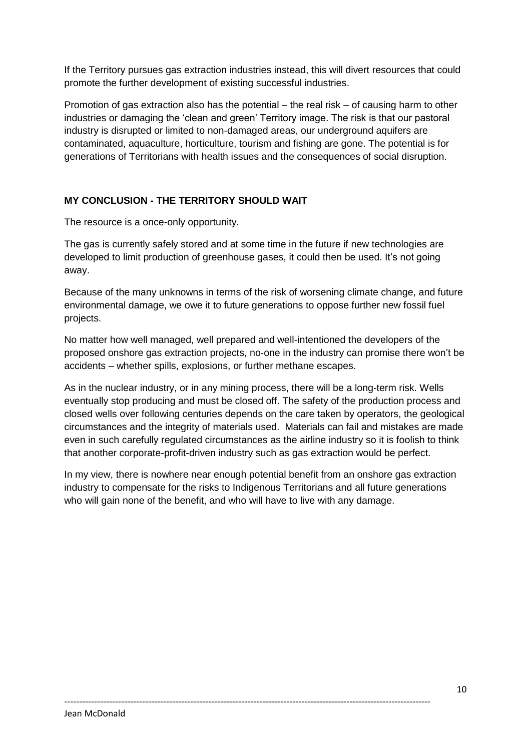If the Territory pursues gas extraction industries instead, this will divert resources that could promote the further development of existing successful industries.

Promotion of gas extraction also has the potential – the real risk – of causing harm to other industries or damaging the 'clean and green' Territory image. The risk is that our pastoral industry is disrupted or limited to non-damaged areas, our underground aquifers are contaminated, aquaculture, horticulture, tourism and fishing are gone. The potential is for generations of Territorians with health issues and the consequences of social disruption.

**MY CONCLUSION - THE TERRITORY SHOULD WAIT**

The resource is a once-only opportunity.

The gas is currently safely stored and at some time in the future if new technologies are developed to limit production of greenhouse gases, it could then be used. It's not going away.

Because of the many unknowns in terms of the risk of worsening climate change, and future environmental damage, we owe it to future generations to oppose further new fossil fuel projects.

No matter how well managed, well prepared and well-intentioned the developers of the proposed onshore gas extraction projects, no-one in the industry can promise there won't be accidents – whether spills, explosions, or further methane escapes.

As in the nuclear industry, or in any mining process, there will be a long-term risk. Wells eventually stop producing and must be closed off. The safety of the production process and closed wells over following centuries depends on the care taken by operators, the geological circumstances and the integrity of materials used. Materials can fail and mistakes are made even in such carefully regulated circumstances as the airline industry so it is foolish to think that another corporate-profit-driven industry such as gas extraction would be perfect.

In my view, there is nowhere near enough potential benefit from an onshore gas extraction industry to compensate for the risks to Indigenous Territorians and all future generations who will gain none of the benefit, and who will have to live with any damage.